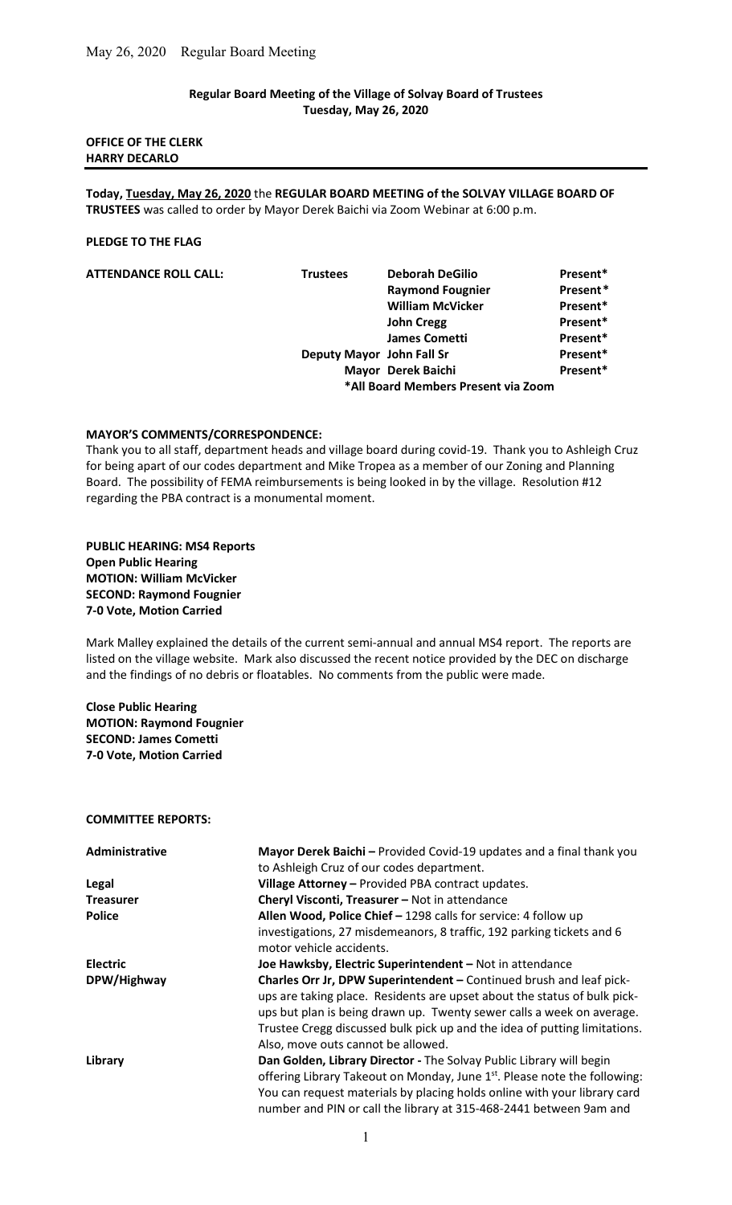**Regular Board Meeting of the Village of Solvay Board of Trustees**
**Tuesday, May 26, 2020**

**OFFICE OF THE CLERK**
**HARRY DECARLO**

---

**Today, Tuesday, May 26, 2020** the **REGULAR BOARD MEETING of the SOLVAY VILLAGE BOARD OF TRUSTEES** was called to order by Mayor Derek Baichi via Zoom Webinar at 6:00 p.m.

**PLEDGE TO THE FLAG**

| **ATTENDANCE ROLL CALL:** | **Trustees** | **Deborah DeGilio** | **Present*** |
|---|---|---|---|
| | | **Raymond Fougnier** | **Present*** |
| | | **William McVicker** | **Present*** |
| | | **John Cregg** | **Present*** |
| | | **James Cometti** | **Present*** |
| | **Deputy Mayor** | **John Fall Sr** | **Present*** |
| | | **Mayor Derek Baichi** | **Present*** |

***All Board Members Present via Zoom**

**MAYOR'S COMMENTS/CORRESPONDENCE:**
Thank you to all staff, department heads and village board during covid-19. Thank you to Ashleigh Cruz for being apart of our codes department and Mike Tropea as a member of our Zoning and Planning Board. The possibility of FEMA reimbursements is being looked in by the village. Resolution #12 regarding the PBA contract is a monumental moment.

**PUBLIC HEARING: MS4 Reports**
**Open Public Hearing**
**MOTION: William McVicker**
**SECOND: Raymond Fougnier**
**7-0 Vote, Motion Carried**

Mark Malley explained the details of the current semi-annual and annual MS4 report. The reports are listed on the village website. Mark also discussed the recent notice provided by the DEC on discharge and the findings of no debris or floatables. No comments from the public were made.

**Close Public Hearing**
**MOTION: Raymond Fougnier**
**SECOND: James Cometti**
**7-0 Vote, Motion Carried**

**COMMITTEE REPORTS:**

| | |
|---|---|
| **Administrative** | **Mayor Derek Baichi –** Provided Covid-19 updates and a final thank you to Ashleigh Cruz of our codes department. |
| **Legal** | **Village Attorney –** Provided PBA contract updates. |
| **Treasurer** | **Cheryl Visconti, Treasurer –** Not in attendance |
| **Police** | **Allen Wood, Police Chief –** 1298 calls for service: 4 follow up investigations, 27 misdemeanors, 8 traffic, 192 parking tickets and 6 motor vehicle accidents. |
| **Electric** | **Joe Hawksby, Electric Superintendent –** Not in attendance |
| **DPW/Highway** | **Charles Orr Jr, DPW Superintendent –** Continued brush and leaf pick-ups are taking place. Residents are upset about the status of bulk pick-ups but plan is being drawn up. Twenty sewer calls a week on average. Trustee Cregg discussed bulk pick up and the idea of putting limitations. Also, move outs cannot be allowed. |
| **Library** | **Dan Golden, Library Director -** The Solvay Public Library will begin offering Library Takeout on Monday, June 1st. Please note the following: You can request materials by placing holds online with your library card number and PIN or call the library at 315-468-2441 between 9am and |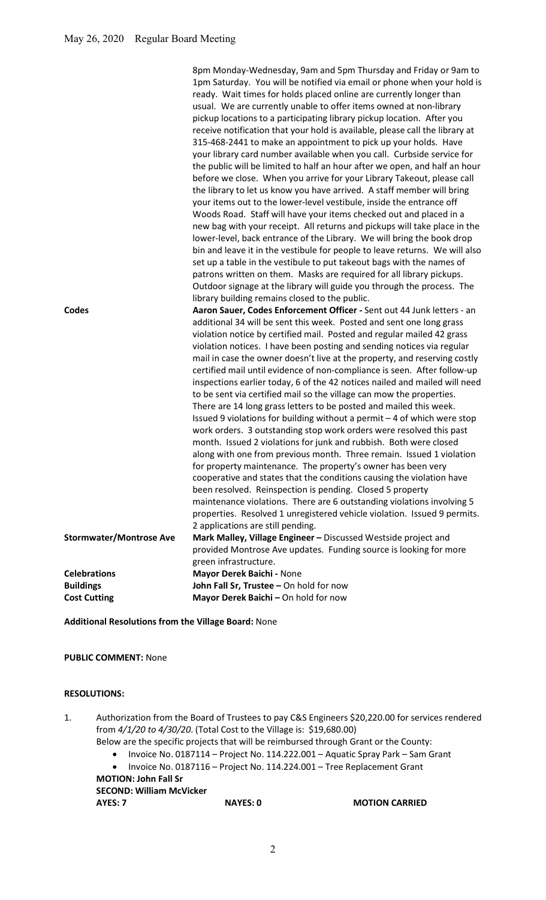8pm Monday-Wednesday, 9am and 5pm Thursday and Friday or 9am to 1pm Saturday. You will be notified via email or phone when your hold is ready. Wait times for holds placed online are currently longer than usual. We are currently unable to offer items owned at non-library pickup locations to a participating library pickup location. After you receive notification that your hold is available, please call the library at 315-468-2441 to make an appointment to pick up your holds. Have your library card number available when you call. Curbside service for the public will be limited to half an hour after we open, and half an hour before we close. When you arrive for your Library Takeout, please call the library to let us know you have arrived. A staff member will bring your items out to the lower-level vestibule, inside the entrance off Woods Road. Staff will have your items checked out and placed in a new bag with your receipt. All returns and pickups will take place in the lower-level, back entrance of the Library. We will bring the book drop bin and leave it in the vestibule for people to leave returns. We will also set up a table in the vestibule to put takeout bags with the names of patrons written on them. Masks are required for all library pickups. Outdoor signage at the library will guide you through the process. The library building remains closed to the public.

**Codes** — **Aaron Sauer, Codes Enforcement Officer -** Sent out 44 Junk letters - an additional 34 will be sent this week. Posted and sent one long grass violation notice by certified mail. Posted and regular mailed 42 grass violation notices. I have been posting and sending notices via regular mail in case the owner doesn't live at the property, and reserving costly certified mail until evidence of non-compliance is seen. After follow-up inspections earlier today, 6 of the 42 notices nailed and mailed will need to be sent via certified mail so the village can mow the properties. There are 14 long grass letters to be posted and mailed this week. Issued 9 violations for building without a permit – 4 of which were stop work orders. 3 outstanding stop work orders were resolved this past month. Issued 2 violations for junk and rubbish. Both were closed along with one from previous month. Three remain. Issued 1 violation for property maintenance. The property's owner has been very cooperative and states that the conditions causing the violation have been resolved. Reinspection is pending. Closed 5 property maintenance violations. There are 6 outstanding violations involving 5 properties. Resolved 1 unregistered vehicle violation. Issued 9 permits. 2 applications are still pending.

**Stormwater/Montrose Ave** — **Mark Malley, Village Engineer –** Discussed Westside project and provided Montrose Ave updates. Funding source is looking for more green infrastructure.

**Celebrations** — **Mayor Derek Baichi -** None

**Buildings** — **John Fall Sr, Trustee –** On hold for now

**Cost Cutting** — **Mayor Derek Baichi –** On hold for now

**Additional Resolutions from the Village Board:** None

**PUBLIC COMMENT:** None

**RESOLUTIONS:**

1. Authorization from the Board of Trustees to pay C&S Engineers $20,220.00 for services rendered from *4/1/20 to 4/30/20*. (Total Cost to the Village is: $19,680.00)
   Below are the specific projects that will be reimbursed through Grant or the County:
   - Invoice No. 0187114 – Project No. 114.222.001 – Aquatic Spray Park – Sam Grant
   - Invoice No. 0187116 – Project No. 114.224.001 – Tree Replacement Grant

   **MOTION: John Fall Sr**
   **SECOND: William McVicker**
   **AYES: 7** **NAYES: 0** **MOTION CARRIED**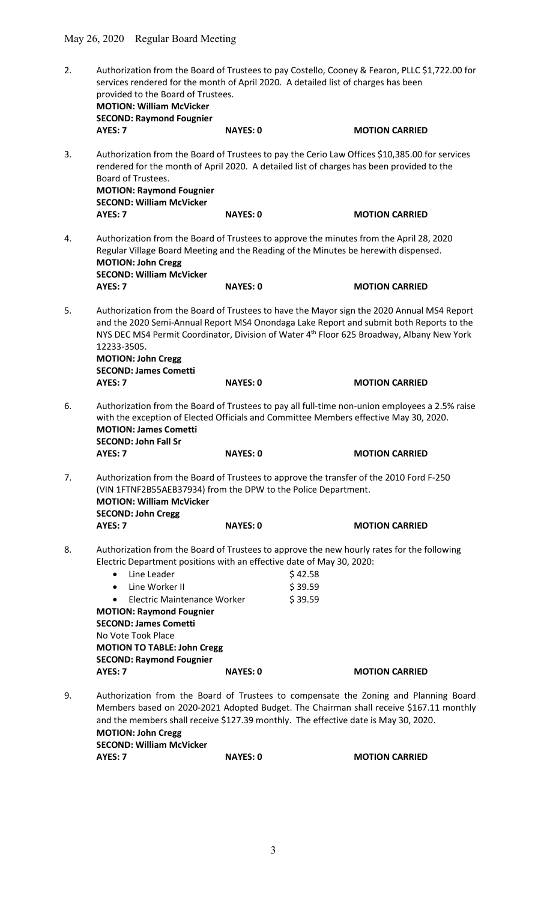2. Authorization from the Board of Trustees to pay Costello, Cooney & Fearon, PLLC $1,722.00 for services rendered for the month of April 2020. A detailed list of charges has been provided to the Board of Trustees.
   **MOTION: William McVicker**
   **SECOND: Raymond Fougnier**
   **AYES: 7** **NAYES: 0** **MOTION CARRIED**

3. Authorization from the Board of Trustees to pay the Cerio Law Offices $10,385.00 for services rendered for the month of April 2020. A detailed list of charges has been provided to the Board of Trustees.
   **MOTION: Raymond Fougnier**
   **SECOND: William McVicker**
   **AYES: 7** **NAYES: 0** **MOTION CARRIED**

4. Authorization from the Board of Trustees to approve the minutes from the April 28, 2020 Regular Village Board Meeting and the Reading of the Minutes be herewith dispensed.
   **MOTION: John Cregg**
   **SECOND: William McVicker**
   **AYES: 7** **NAYES: 0** **MOTION CARRIED**

5. Authorization from the Board of Trustees to have the Mayor sign the 2020 Annual MS4 Report and the 2020 Semi-Annual Report MS4 Onondaga Lake Report and submit both Reports to the NYS DEC MS4 Permit Coordinator, Division of Water 4th Floor 625 Broadway, Albany New York 12233-3505.
   **MOTION: John Cregg**
   **SECOND: James Cometti**
   **AYES: 7** **NAYES: 0** **MOTION CARRIED**

6. Authorization from the Board of Trustees to pay all full-time non-union employees a 2.5% raise with the exception of Elected Officials and Committee Members effective May 30, 2020.
   **MOTION: James Cometti**
   **SECOND: John Fall Sr**
   **AYES: 7** **NAYES: 0** **MOTION CARRIED**

7. Authorization from the Board of Trustees to approve the transfer of the 2010 Ford F-250 (VIN 1FTNF2B55AEB37934) from the DPW to the Police Department.
   **MOTION: William McVicker**
   **SECOND: John Cregg**
   **AYES: 7** **NAYES: 0** **MOTION CARRIED**

8. Authorization from the Board of Trustees to approve the new hourly rates for the following Electric Department positions with an effective date of May 30, 2020:
   - Line Leader $42.58
   - Line Worker II $39.59
   - Electric Maintenance Worker $39.59

   **MOTION: Raymond Fougnier**
   **SECOND: James Cometti**
   No Vote Took Place
   **MOTION TO TABLE: John Cregg**
   **SECOND: Raymond Fougnier**
   **AYES: 7** **NAYES: 0** **MOTION CARRIED**

9. Authorization from the Board of Trustees to compensate the Zoning and Planning Board Members based on 2020-2021 Adopted Budget. The Chairman shall receive $167.11 monthly and the members shall receive $127.39 monthly. The effective date is May 30, 2020.
   **MOTION: John Cregg**
   **SECOND: William McVicker**
   **AYES: 7** **NAYES: 0** **MOTION CARRIED**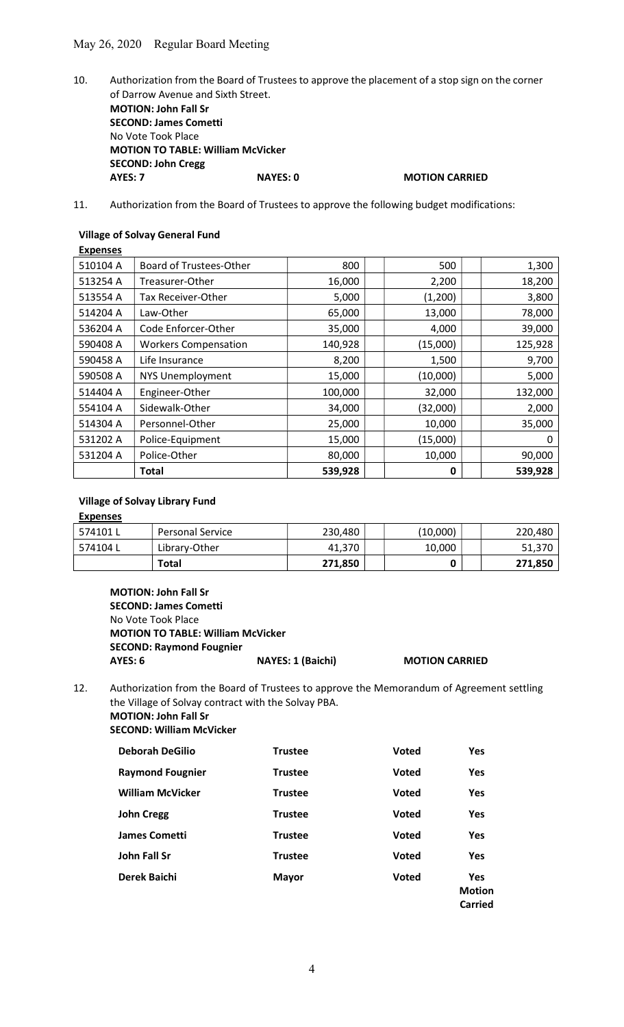May 26, 2020 Regular Board Meeting

10. Authorization from the Board of Trustees to approve the placement of a stop sign on the corner of Darrow Avenue and Sixth Street.

**MOTION: John Fall Sr**
**SECOND: James Cometti**
No Vote Took Place
**MOTION TO TABLE: William McVicker**
**SECOND: John Cregg**
**AYES: 7** **NAYES: 0** **MOTION CARRIED**

11. Authorization from the Board of Trustees to approve the following budget modifications:

**Village of Solvay General Fund**

**Expenses**

| | | | | |
|---|---|---|---|---|
| 510104 A | Board of Trustees-Other | 800 | 500 | 1,300 |
| 513254 A | Treasurer-Other | 16,000 | 2,200 | 18,200 |
| 513554 A | Tax Receiver-Other | 5,000 | (1,200) | 3,800 |
| 514204 A | Law-Other | 65,000 | 13,000 | 78,000 |
| 536204 A | Code Enforcer-Other | 35,000 | 4,000 | 39,000 |
| 590408 A | Workers Compensation | 140,928 | (15,000) | 125,928 |
| 590458 A | Life Insurance | 8,200 | 1,500 | 9,700 |
| 590508 A | NYS Unemployment | 15,000 | (10,000) | 5,000 |
| 514404 A | Engineer-Other | 100,000 | 32,000 | 132,000 |
| 554104 A | Sidewalk-Other | 34,000 | (32,000) | 2,000 |
| 514304 A | Personnel-Other | 25,000 | 10,000 | 35,000 |
| 531202 A | Police-Equipment | 15,000 | (15,000) | 0 |
| 531204 A | Police-Other | 80,000 | 10,000 | 90,000 |
| | **Total** | **539,928** | **0** | **539,928** |

**Village of Solvay Library Fund**

**Expenses**

| | | | | |
|---|---|---|---|---|
| 574101 L | Personal Service | 230,480 | (10,000) | 220,480 |
| 574104 L | Library-Other | 41,370 | 10,000 | 51,370 |
| | **Total** | **271,850** | **0** | **271,850** |

**MOTION: John Fall Sr**
**SECOND: James Cometti**
No Vote Took Place
**MOTION TO TABLE: William McVicker**
**SECOND: Raymond Fougnier**
**AYES: 6** **NAYES: 1 (Baichi)** **MOTION CARRIED**

12. Authorization from the Board of Trustees to approve the Memorandum of Agreement settling the Village of Solvay contract with the Solvay PBA.

**MOTION: John Fall Sr**
**SECOND: William McVicker**

| | | | |
|---|---|---|---|
| **Deborah DeGilio** | **Trustee** | **Voted** | **Yes** |
| **Raymond Fougnier** | **Trustee** | **Voted** | **Yes** |
| **William McVicker** | **Trustee** | **Voted** | **Yes** |
| **John Cregg** | **Trustee** | **Voted** | **Yes** |
| **James Cometti** | **Trustee** | **Voted** | **Yes** |
| **John Fall Sr** | **Trustee** | **Voted** | **Yes** |
| **Derek Baichi** | **Mayor** | **Voted** | **Yes Motion Carried** |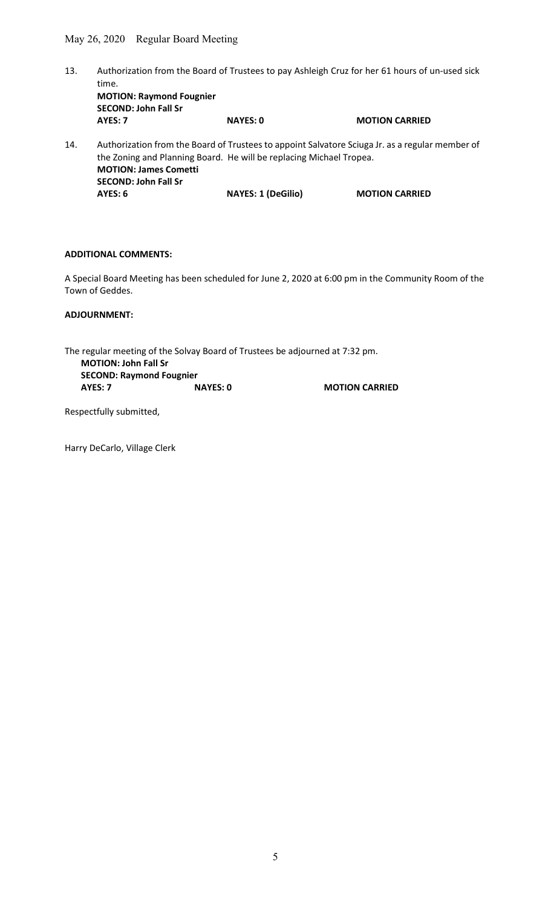13. Authorization from the Board of Trustees to pay Ashleigh Cruz for her 61 hours of un-used sick time.

**MOTION: Raymond Fougnier**
**SECOND: John Fall Sr**
**AYES: 7** **NAYES: 0** **MOTION CARRIED**

14. Authorization from the Board of Trustees to appoint Salvatore Sciuga Jr. as a regular member of the Zoning and Planning Board. He will be replacing Michael Tropea.

**MOTION: James Cometti**
**SECOND: John Fall Sr**
**AYES: 6** **NAYES: 1 (DeGilio)** **MOTION CARRIED**

**ADDITIONAL COMMENTS:**

A Special Board Meeting has been scheduled for June 2, 2020 at 6:00 pm in the Community Room of the Town of Geddes.

**ADJOURNMENT:**

The regular meeting of the Solvay Board of Trustees be adjourned at 7:32 pm.

**MOTION: John Fall Sr**
**SECOND: Raymond Fougnier**
**AYES: 7** **NAYES: 0** **MOTION CARRIED**

Respectfully submitted,

Harry DeCarlo, Village Clerk